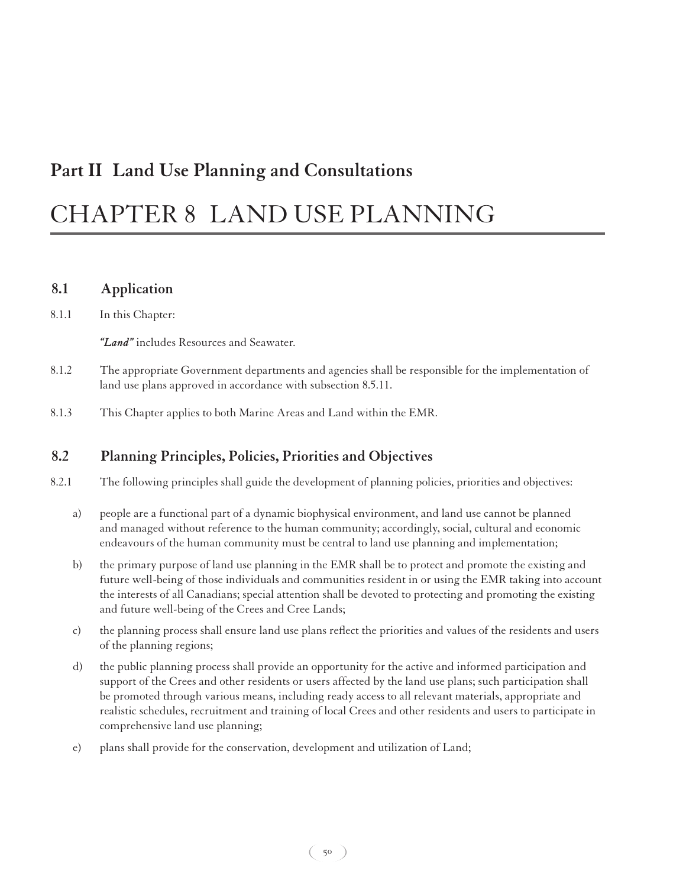## Part II Land Use Planning and Consultations

# CHAPTER 8 LAND USE PLANNING

### 8.1 Application

8.1.1 In this Chapter:

***"Land"*** includes Resources and Seawater.

8.1.2 The appropriate Government departments and agencies shall be responsible for the implementation of land use plans approved in accordance with subsection 8.5.11.

8.1.3 This Chapter applies to both Marine Areas and Land within the EMR.

### 8.2 Planning Principles, Policies, Priorities and Objectives

8.2.1 The following principles shall guide the development of planning policies, priorities and objectives:

a) people are a functional part of a dynamic biophysical environment, and land use cannot be planned and managed without reference to the human community; accordingly, social, cultural and economic endeavours of the human community must be central to land use planning and implementation;

b) the primary purpose of land use planning in the EMR shall be to protect and promote the existing and future well-being of those individuals and communities resident in or using the EMR taking into account the interests of all Canadians; special attention shall be devoted to protecting and promoting the existing and future well-being of the Crees and Cree Lands;

c) the planning process shall ensure land use plans reflect the priorities and values of the residents and users of the planning regions;

d) the public planning process shall provide an opportunity for the active and informed participation and support of the Crees and other residents or users affected by the land use plans; such participation shall be promoted through various means, including ready access to all relevant materials, appropriate and realistic schedules, recruitment and training of local Crees and other residents and users to participate in comprehensive land use planning;

e) plans shall provide for the conservation, development and utilization of Land;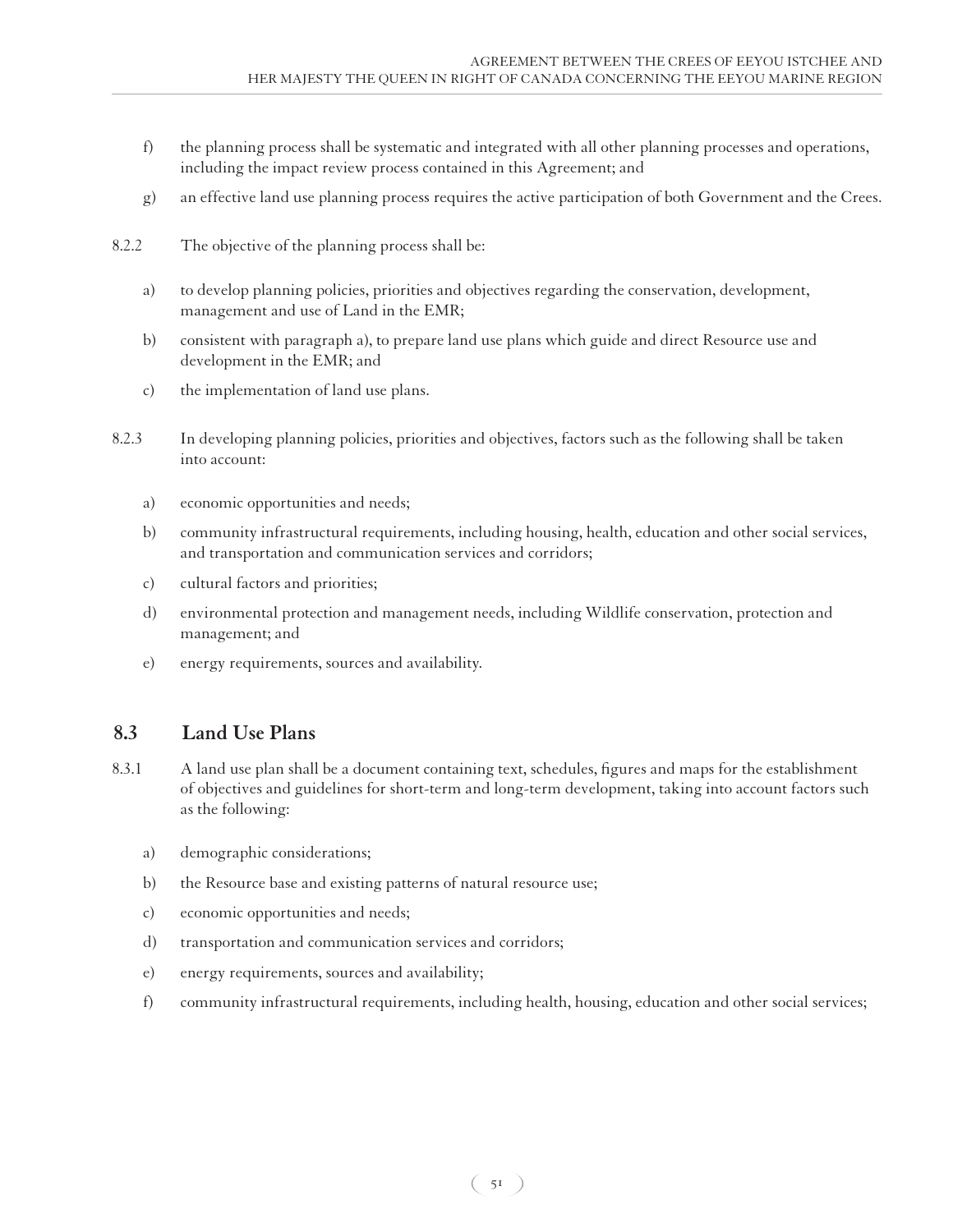f) the planning process shall be systematic and integrated with all other planning processes and operations, including the impact review process contained in this Agreement; and

g) an effective land use planning process requires the active participation of both Government and the Crees.

8.2.2 The objective of the planning process shall be:

a) to develop planning policies, priorities and objectives regarding the conservation, development, management and use of Land in the EMR;

b) consistent with paragraph a), to prepare land use plans which guide and direct Resource use and development in the EMR; and

c) the implementation of land use plans.

8.2.3 In developing planning policies, priorities and objectives, factors such as the following shall be taken into account:

a) economic opportunities and needs;

b) community infrastructural requirements, including housing, health, education and other social services, and transportation and communication services and corridors;

c) cultural factors and priorities;

d) environmental protection and management needs, including Wildlife conservation, protection and management; and

e) energy requirements, sources and availability.

## 8.3 Land Use Plans

8.3.1 A land use plan shall be a document containing text, schedules, figures and maps for the establishment of objectives and guidelines for short-term and long-term development, taking into account factors such as the following:

a) demographic considerations;

b) the Resource base and existing patterns of natural resource use;

c) economic opportunities and needs;

d) transportation and communication services and corridors;

e) energy requirements, sources and availability;

f) community infrastructural requirements, including health, housing, education and other social services;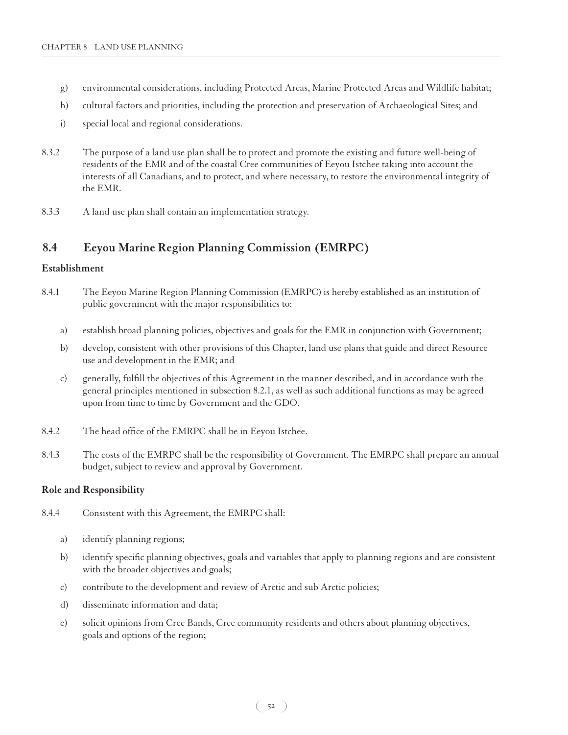g) environmental considerations, including Protected Areas, Marine Protected Areas and Wildlife habitat;

h) cultural factors and priorities, including the protection and preservation of Archaeological Sites; and

i) special local and regional considerations.

8.3.2 The purpose of a land use plan shall be to protect and promote the existing and future well-being of residents of the EMR and of the coastal Cree communities of Eeyou Istchee taking into account the interests of all Canadians, and to protect, and where necessary, to restore the environmental integrity of the EMR.

8.3.3 A land use plan shall contain an implementation strategy.

## 8.4 Eeyou Marine Region Planning Commission (EMRPC)

### Establishment

8.4.1 The Eeyou Marine Region Planning Commission (EMRPC) is hereby established as an institution of public government with the major responsibilities to:

a) establish broad planning policies, objectives and goals for the EMR in conjunction with Government;

b) develop, consistent with other provisions of this Chapter, land use plans that guide and direct Resource use and development in the EMR; and

c) generally, fulfill the objectives of this Agreement in the manner described, and in accordance with the general principles mentioned in subsection 8.2.1, as well as such additional functions as may be agreed upon from time to time by Government and the GDO.

8.4.2 The head office of the EMRPC shall be in Eeyou Istchee.

8.4.3 The costs of the EMRPC shall be the responsibility of Government. The EMRPC shall prepare an annual budget, subject to review and approval by Government.

### Role and Responsibility

8.4.4 Consistent with this Agreement, the EMRPC shall:

a) identify planning regions;

b) identify specific planning objectives, goals and variables that apply to planning regions and are consistent with the broader objectives and goals;

c) contribute to the development and review of Arctic and sub Arctic policies;

d) disseminate information and data;

e) solicit opinions from Cree Bands, Cree community residents and others about planning objectives, goals and options of the region;